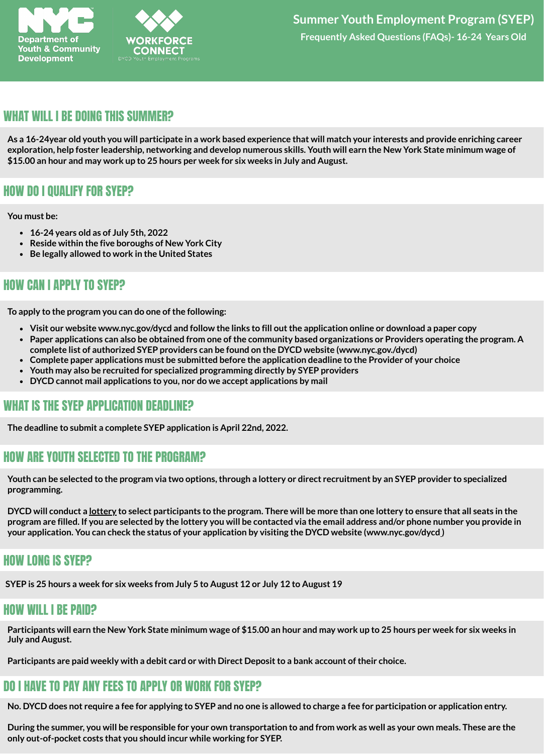Department of Youth & Community Development

WORKFORCE CONNECT
DYCD Youth Employment Programs

# Summer Youth Employment Program (SYEP)

**Frequently Asked Questions (FAQs)- 16-24 Years Old**

## WHAT WILL I BE DOING THIS SUMMER?

**As a 16-24year old youth you will participate in a work based experience that will match your interests and provide enriching career exploration, help foster leadership, networking and develop numerous skills. Youth will earn the New York State minimum wage of $15.00 an hour and may work up to 25 hours per week for six weeks in July and August.**

## HOW DO I QUALIFY FOR SYEP?

**You must be:**

- **16-24 years old as of July 5th, 2022**
- **Reside within the five boroughs of New York City**
- **Be legally allowed to work in the United States**

## HOW CAN I APPLY TO SYEP?

**To apply to the program you can do one of the following:**

- **Visit our website www.nyc.gov/dycd and follow the links to fill out the application online or download a paper copy**
- **Paper applications can also be obtained from one of the community based organizations or Providers operating the program. A complete list of authorized SYEP providers can be found on the DYCD website (www.nyc.gov./dycd)**
- **Complete paper applications must be submitted before the application deadline to the Provider of your choice**
- **Youth may also be recruited for specialized programming directly by SYEP providers**
- **DYCD cannot mail applications to you, nor do we accept applications by mail**

## WHAT IS THE SYEP APPLICATION DEADLINE?

**The deadline to submit a complete SYEP application is April 22nd, 2022.**

## HOW ARE YOUTH SELECTED TO THE PROGRAM?

**Youth can be selected to the program via two options, through a lottery or direct recruitment by an SYEP provider to specialized programming.**

**DYCD will conduct a lottery to select participants to the program. There will be more than one lottery to ensure that all seats in the program are filled. If you are selected by the lottery you will be contacted via the email address and/or phone number you provide in your application. You can check the status of your application by visiting the DYCD website (www.nyc.gov/dycd )**

## HOW LONG IS SYEP?

**SYEP is 25 hours a week for six weeks from July 5 to August 12 or July 12 to August 19**

## HOW WILL I BE PAID?

**Participants will earn the New York State minimum wage of $15.00 an hour and may work up to 25 hours per week for six weeks in July and August.**

**Participants are paid weekly with a debit card or with Direct Deposit to a bank account of their choice.**

## DO I HAVE TO PAY ANY FEES TO APPLY OR WORK FOR SYEP?

**No. DYCD does not require a fee for applying to SYEP and no one is allowed to charge a fee for participation or application entry.**

**During the summer, you will be responsible for your own transportation to and from work as well as your own meals. These are the only out-of-pocket costs that you should incur while working for SYEP.**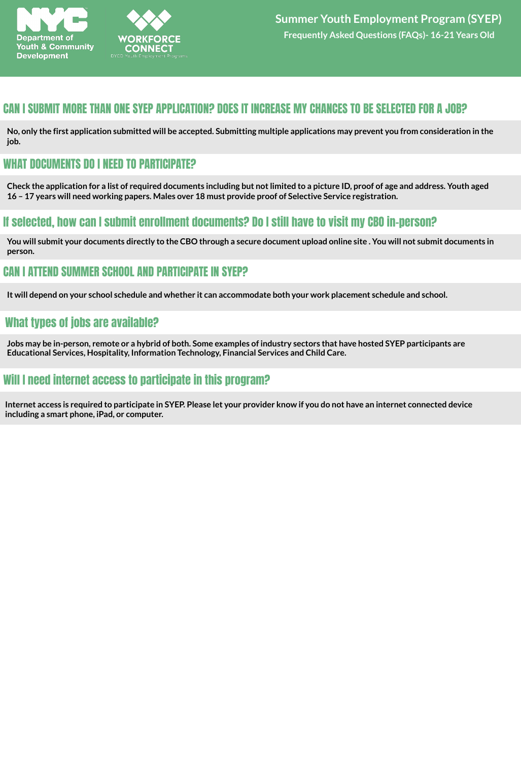## CAN I SUBMIT MORE THAN ONE SYEP APPLICATION? DOES IT INCREASE MY CHANCES TO BE SELECTED FOR A JOB?

**No, only the first application submitted will be accepted. Submitting multiple applications may prevent you from consideration in the job.**

## WHAT DOCUMENTS DO I NEED TO PARTICIPATE?

**Check the application for a list of required documents including but not limited to a picture ID, proof of age and address. Youth aged 16 – 17 years will need working papers. Males over 18 must provide proof of Selective Service registration.**

## If selected, how can I submit enrollment documents? Do I still have to visit my CBO in-person?

**You will submit your documents directly to the CBO through a secure document upload online site . You will not submit documents in person.**

## CAN I ATTEND SUMMER SCHOOL AND PARTICIPATE IN SYEP?

**It will depend on your school schedule and whether it can accommodate both your work placement schedule and school.**

## What types of jobs are available?

**Jobs may be in-person, remote or a hybrid of both. Some examples of industry sectors that have hosted SYEP participants are Educational Services, Hospitality, Information Technology, Financial Services and Child Care.**

## Will I need internet access to participate in this program?

**Internet access is required to participate in SYEP. Please let your provider know if you do not have an internet connected device including a smart phone, iPad, or computer.**